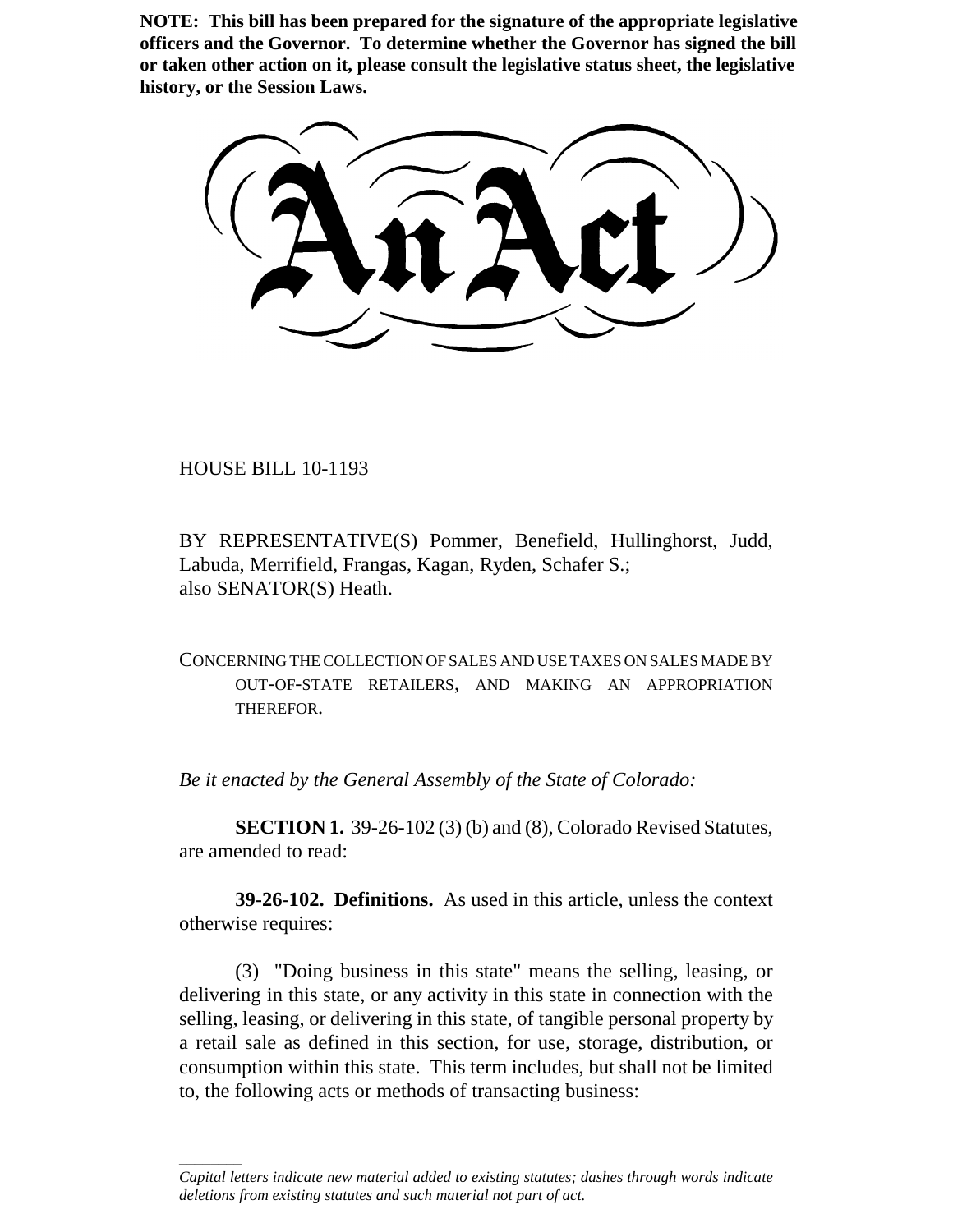**NOTE: This bill has been prepared for the signature of the appropriate legislative officers and the Governor. To determine whether the Governor has signed the bill or taken other action on it, please consult the legislative status sheet, the legislative history, or the Session Laws.**

# An Act

HOUSE BILL 10-1193

BY REPRESENTATIVE(S) Pommer, Benefield, Hullinghorst, Judd, Labuda, Merrifield, Frangas, Kagan, Ryden, Schafer S.;
also SENATOR(S) Heath.

CONCERNING THE COLLECTION OF SALES AND USE TAXES ON SALES MADE BY OUT-OF-STATE RETAILERS, AND MAKING AN APPROPRIATION THEREFOR.

*Be it enacted by the General Assembly of the State of Colorado:*

**SECTION 1.** 39-26-102 (3) (b) and (8), Colorado Revised Statutes, are amended to read:

**39-26-102. Definitions.** As used in this article, unless the context otherwise requires:

(3) "Doing business in this state" means the selling, leasing, or delivering in this state, or any activity in this state in connection with the selling, leasing, or delivering in this state, of tangible personal property by a retail sale as defined in this section, for use, storage, distribution, or consumption within this state. This term includes, but shall not be limited to, the following acts or methods of transacting business:

---

*Capital letters indicate new material added to existing statutes; dashes through words indicate deletions from existing statutes and such material not part of act.*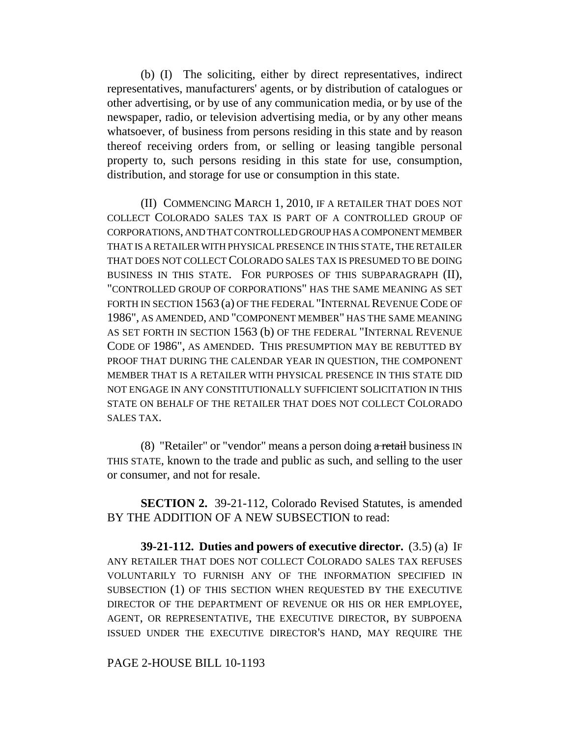(b) (I) The soliciting, either by direct representatives, indirect representatives, manufacturers' agents, or by distribution of catalogues or other advertising, or by use of any communication media, or by use of the newspaper, radio, or television advertising media, or by any other means whatsoever, of business from persons residing in this state and by reason thereof receiving orders from, or selling or leasing tangible personal property to, such persons residing in this state for use, consumption, distribution, and storage for use or consumption in this state.

(II) COMMENCING MARCH 1, 2010, IF A RETAILER THAT DOES NOT COLLECT COLORADO SALES TAX IS PART OF A CONTROLLED GROUP OF CORPORATIONS, AND THAT CONTROLLED GROUP HAS A COMPONENT MEMBER THAT IS A RETAILER WITH PHYSICAL PRESENCE IN THIS STATE, THE RETAILER THAT DOES NOT COLLECT COLORADO SALES TAX IS PRESUMED TO BE DOING BUSINESS IN THIS STATE. FOR PURPOSES OF THIS SUBPARAGRAPH (II), "CONTROLLED GROUP OF CORPORATIONS" HAS THE SAME MEANING AS SET FORTH IN SECTION 1563 (a) OF THE FEDERAL "INTERNAL REVENUE CODE OF 1986", AS AMENDED, AND "COMPONENT MEMBER" HAS THE SAME MEANING AS SET FORTH IN SECTION 1563 (b) OF THE FEDERAL "INTERNAL REVENUE CODE OF 1986", AS AMENDED. THIS PRESUMPTION MAY BE REBUTTED BY PROOF THAT DURING THE CALENDAR YEAR IN QUESTION, THE COMPONENT MEMBER THAT IS A RETAILER WITH PHYSICAL PRESENCE IN THIS STATE DID NOT ENGAGE IN ANY CONSTITUTIONALLY SUFFICIENT SOLICITATION IN THIS STATE ON BEHALF OF THE RETAILER THAT DOES NOT COLLECT COLORADO SALES TAX.

(8) "Retailer" or "vendor" means a person doing ~~a retail~~ business IN THIS STATE, known to the trade and public as such, and selling to the user or consumer, and not for resale.

**SECTION 2.** 39-21-112, Colorado Revised Statutes, is amended BY THE ADDITION OF A NEW SUBSECTION to read:

**39-21-112. Duties and powers of executive director.** (3.5) (a) IF ANY RETAILER THAT DOES NOT COLLECT COLORADO SALES TAX REFUSES VOLUNTARILY TO FURNISH ANY OF THE INFORMATION SPECIFIED IN SUBSECTION (1) OF THIS SECTION WHEN REQUESTED BY THE EXECUTIVE DIRECTOR OF THE DEPARTMENT OF REVENUE OR HIS OR HER EMPLOYEE, AGENT, OR REPRESENTATIVE, THE EXECUTIVE DIRECTOR, BY SUBPOENA ISSUED UNDER THE EXECUTIVE DIRECTOR'S HAND, MAY REQUIRE THE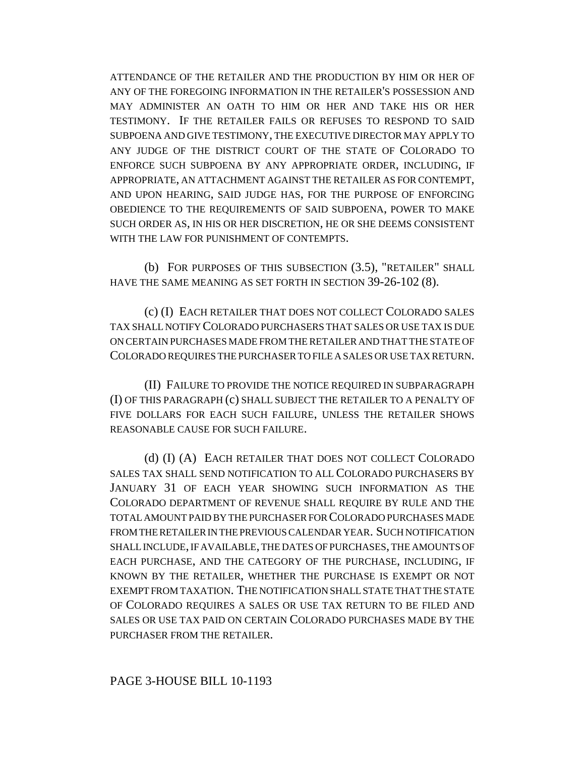ATTENDANCE OF THE RETAILER AND THE PRODUCTION BY HIM OR HER OF ANY OF THE FOREGOING INFORMATION IN THE RETAILER'S POSSESSION AND MAY ADMINISTER AN OATH TO HIM OR HER AND TAKE HIS OR HER TESTIMONY. IF THE RETAILER FAILS OR REFUSES TO RESPOND TO SAID SUBPOENA AND GIVE TESTIMONY, THE EXECUTIVE DIRECTOR MAY APPLY TO ANY JUDGE OF THE DISTRICT COURT OF THE STATE OF COLORADO TO ENFORCE SUCH SUBPOENA BY ANY APPROPRIATE ORDER, INCLUDING, IF APPROPRIATE, AN ATTACHMENT AGAINST THE RETAILER AS FOR CONTEMPT, AND UPON HEARING, SAID JUDGE HAS, FOR THE PURPOSE OF ENFORCING OBEDIENCE TO THE REQUIREMENTS OF SAID SUBPOENA, POWER TO MAKE SUCH ORDER AS, IN HIS OR HER DISCRETION, HE OR SHE DEEMS CONSISTENT WITH THE LAW FOR PUNISHMENT OF CONTEMPTS.

(b) FOR PURPOSES OF THIS SUBSECTION (3.5), "RETAILER" SHALL HAVE THE SAME MEANING AS SET FORTH IN SECTION 39-26-102 (8).

(c) (I) EACH RETAILER THAT DOES NOT COLLECT COLORADO SALES TAX SHALL NOTIFY COLORADO PURCHASERS THAT SALES OR USE TAX IS DUE ON CERTAIN PURCHASES MADE FROM THE RETAILER AND THAT THE STATE OF COLORADO REQUIRES THE PURCHASER TO FILE A SALES OR USE TAX RETURN.

(II) FAILURE TO PROVIDE THE NOTICE REQUIRED IN SUBPARAGRAPH (I) OF THIS PARAGRAPH (c) SHALL SUBJECT THE RETAILER TO A PENALTY OF FIVE DOLLARS FOR EACH SUCH FAILURE, UNLESS THE RETAILER SHOWS REASONABLE CAUSE FOR SUCH FAILURE.

(d) (I) (A) EACH RETAILER THAT DOES NOT COLLECT COLORADO SALES TAX SHALL SEND NOTIFICATION TO ALL COLORADO PURCHASERS BY JANUARY 31 OF EACH YEAR SHOWING SUCH INFORMATION AS THE COLORADO DEPARTMENT OF REVENUE SHALL REQUIRE BY RULE AND THE TOTAL AMOUNT PAID BY THE PURCHASER FOR COLORADO PURCHASES MADE FROM THE RETAILER IN THE PREVIOUS CALENDAR YEAR. SUCH NOTIFICATION SHALL INCLUDE, IF AVAILABLE, THE DATES OF PURCHASES, THE AMOUNTS OF EACH PURCHASE, AND THE CATEGORY OF THE PURCHASE, INCLUDING, IF KNOWN BY THE RETAILER, WHETHER THE PURCHASE IS EXEMPT OR NOT EXEMPT FROM TAXATION. THE NOTIFICATION SHALL STATE THAT THE STATE OF COLORADO REQUIRES A SALES OR USE TAX RETURN TO BE FILED AND SALES OR USE TAX PAID ON CERTAIN COLORADO PURCHASES MADE BY THE PURCHASER FROM THE RETAILER.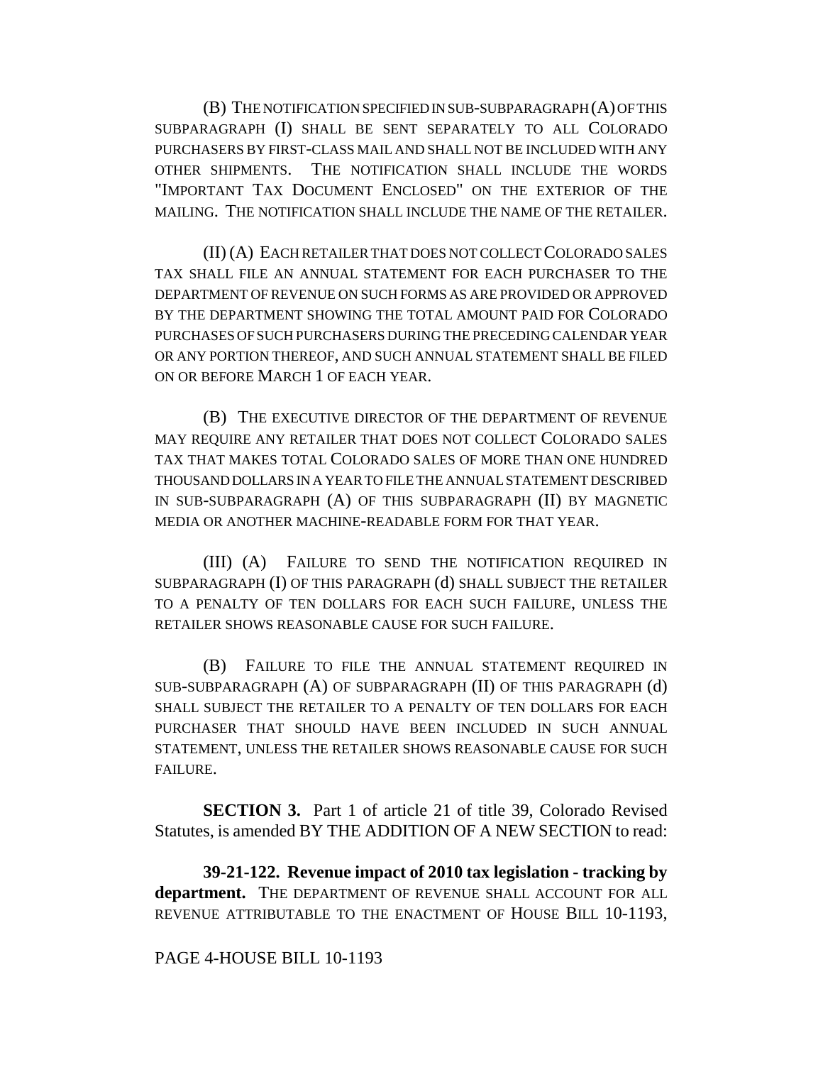(B) THE NOTIFICATION SPECIFIED IN SUB-SUBPARAGRAPH (A) OF THIS SUBPARAGRAPH (I) SHALL BE SENT SEPARATELY TO ALL COLORADO PURCHASERS BY FIRST-CLASS MAIL AND SHALL NOT BE INCLUDED WITH ANY OTHER SHIPMENTS. THE NOTIFICATION SHALL INCLUDE THE WORDS "IMPORTANT TAX DOCUMENT ENCLOSED" ON THE EXTERIOR OF THE MAILING. THE NOTIFICATION SHALL INCLUDE THE NAME OF THE RETAILER.

(II) (A) EACH RETAILER THAT DOES NOT COLLECT COLORADO SALES TAX SHALL FILE AN ANNUAL STATEMENT FOR EACH PURCHASER TO THE DEPARTMENT OF REVENUE ON SUCH FORMS AS ARE PROVIDED OR APPROVED BY THE DEPARTMENT SHOWING THE TOTAL AMOUNT PAID FOR COLORADO PURCHASES OF SUCH PURCHASERS DURING THE PRECEDING CALENDAR YEAR OR ANY PORTION THEREOF, AND SUCH ANNUAL STATEMENT SHALL BE FILED ON OR BEFORE MARCH 1 OF EACH YEAR.

(B) THE EXECUTIVE DIRECTOR OF THE DEPARTMENT OF REVENUE MAY REQUIRE ANY RETAILER THAT DOES NOT COLLECT COLORADO SALES TAX THAT MAKES TOTAL COLORADO SALES OF MORE THAN ONE HUNDRED THOUSAND DOLLARS IN A YEAR TO FILE THE ANNUAL STATEMENT DESCRIBED IN SUB-SUBPARAGRAPH (A) OF THIS SUBPARAGRAPH (II) BY MAGNETIC MEDIA OR ANOTHER MACHINE-READABLE FORM FOR THAT YEAR.

(III) (A) FAILURE TO SEND THE NOTIFICATION REQUIRED IN SUBPARAGRAPH (I) OF THIS PARAGRAPH (d) SHALL SUBJECT THE RETAILER TO A PENALTY OF TEN DOLLARS FOR EACH SUCH FAILURE, UNLESS THE RETAILER SHOWS REASONABLE CAUSE FOR SUCH FAILURE.

(B) FAILURE TO FILE THE ANNUAL STATEMENT REQUIRED IN SUB-SUBPARAGRAPH (A) OF SUBPARAGRAPH (II) OF THIS PARAGRAPH (d) SHALL SUBJECT THE RETAILER TO A PENALTY OF TEN DOLLARS FOR EACH PURCHASER THAT SHOULD HAVE BEEN INCLUDED IN SUCH ANNUAL STATEMENT, UNLESS THE RETAILER SHOWS REASONABLE CAUSE FOR SUCH FAILURE.

**SECTION 3.** Part 1 of article 21 of title 39, Colorado Revised Statutes, is amended BY THE ADDITION OF A NEW SECTION to read:

**39-21-122. Revenue impact of 2010 tax legislation - tracking by department.** THE DEPARTMENT OF REVENUE SHALL ACCOUNT FOR ALL REVENUE ATTRIBUTABLE TO THE ENACTMENT OF HOUSE BILL 10-1193,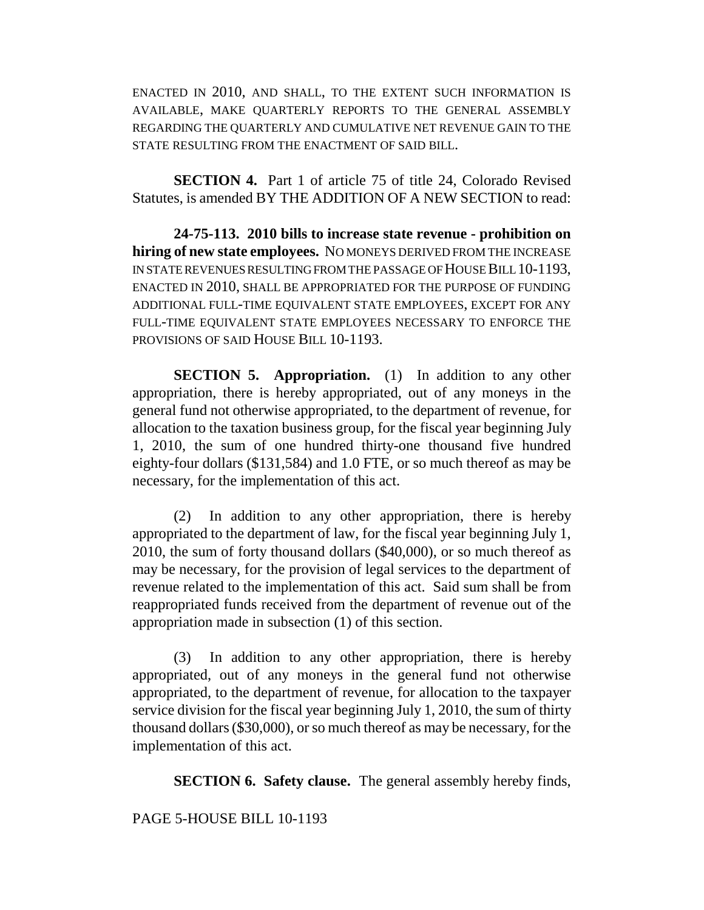ENACTED IN 2010, AND SHALL, TO THE EXTENT SUCH INFORMATION IS AVAILABLE, MAKE QUARTERLY REPORTS TO THE GENERAL ASSEMBLY REGARDING THE QUARTERLY AND CUMULATIVE NET REVENUE GAIN TO THE STATE RESULTING FROM THE ENACTMENT OF SAID BILL.

**SECTION 4.** Part 1 of article 75 of title 24, Colorado Revised Statutes, is amended BY THE ADDITION OF A NEW SECTION to read:

**24-75-113. 2010 bills to increase state revenue - prohibition on hiring of new state employees.** NO MONEYS DERIVED FROM THE INCREASE IN STATE REVENUES RESULTING FROM THE PASSAGE OF HOUSE BILL 10-1193, ENACTED IN 2010, SHALL BE APPROPRIATED FOR THE PURPOSE OF FUNDING ADDITIONAL FULL-TIME EQUIVALENT STATE EMPLOYEES, EXCEPT FOR ANY FULL-TIME EQUIVALENT STATE EMPLOYEES NECESSARY TO ENFORCE THE PROVISIONS OF SAID HOUSE BILL 10-1193.

**SECTION 5. Appropriation.** (1) In addition to any other appropriation, there is hereby appropriated, out of any moneys in the general fund not otherwise appropriated, to the department of revenue, for allocation to the taxation business group, for the fiscal year beginning July 1, 2010, the sum of one hundred thirty-one thousand five hundred eighty-four dollars ($131,584) and 1.0 FTE, or so much thereof as may be necessary, for the implementation of this act.

(2) In addition to any other appropriation, there is hereby appropriated to the department of law, for the fiscal year beginning July 1, 2010, the sum of forty thousand dollars ($40,000), or so much thereof as may be necessary, for the provision of legal services to the department of revenue related to the implementation of this act. Said sum shall be from reappropriated funds received from the department of revenue out of the appropriation made in subsection (1) of this section.

(3) In addition to any other appropriation, there is hereby appropriated, out of any moneys in the general fund not otherwise appropriated, to the department of revenue, for allocation to the taxpayer service division for the fiscal year beginning July 1, 2010, the sum of thirty thousand dollars ($30,000), or so much thereof as may be necessary, for the implementation of this act.

**SECTION 6. Safety clause.** The general assembly hereby finds,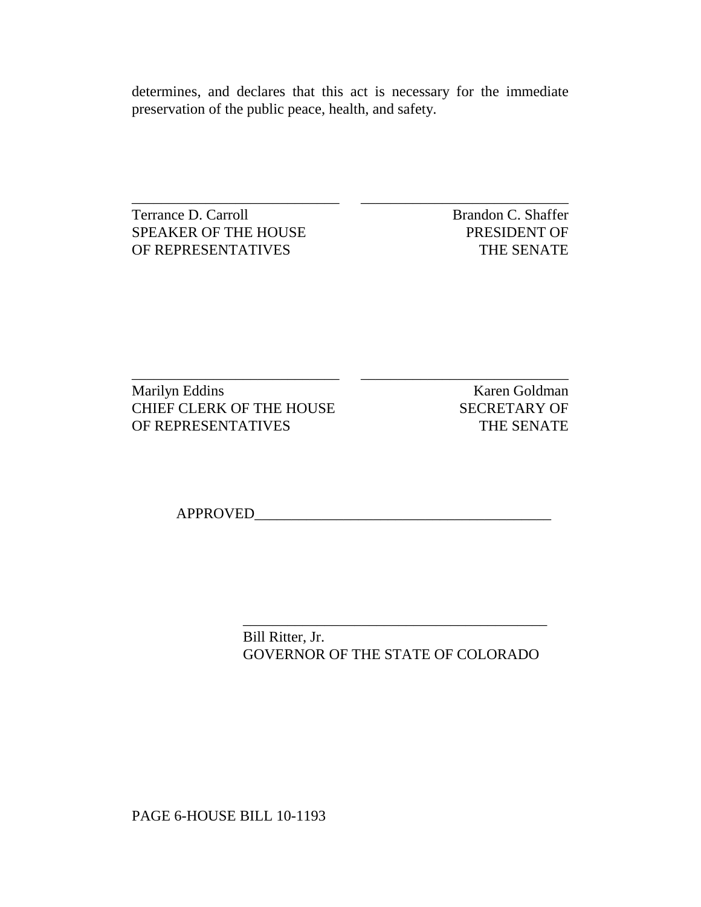determines, and declares that this act is necessary for the immediate preservation of the public peace, health, and safety.

____________________________
Terrance D. Carroll
SPEAKER OF THE HOUSE
OF REPRESENTATIVES

____________________________
Brandon C. Shaffer
PRESIDENT OF
THE SENATE

____________________________
Marilyn Eddins
CHIEF CLERK OF THE HOUSE
OF REPRESENTATIVES

____________________________
Karen Goldman
SECRETARY OF
THE SENATE

APPROVED________________________________________

_________________________________________
Bill Ritter, Jr.
GOVERNOR OF THE STATE OF COLORADO

PAGE 6-HOUSE BILL 10-1193